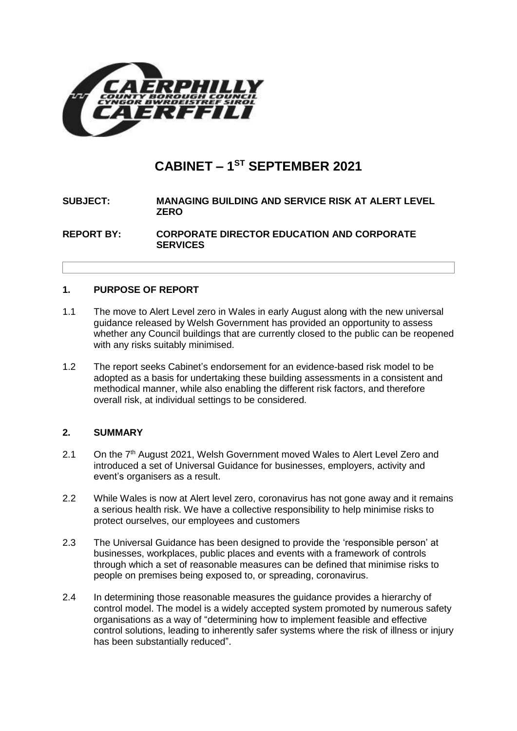# CABINET – 1ST SEPTEMBER 2021

**SUBJECT:** MANAGING BUILDING AND SERVICE RISK AT ALERT LEVEL ZERO

**REPORT BY:** CORPORATE DIRECTOR EDUCATION AND CORPORATE SERVICES

## 1. PURPOSE OF REPORT

1.1 The move to Alert Level zero in Wales in early August along with the new universal guidance released by Welsh Government has provided an opportunity to assess whether any Council buildings that are currently closed to the public can be reopened with any risks suitably minimised.

1.2 The report seeks Cabinet's endorsement for an evidence-based risk model to be adopted as a basis for undertaking these building assessments in a consistent and methodical manner, while also enabling the different risk factors, and therefore overall risk, at individual settings to be considered.

## 2. SUMMARY

2.1 On the 7th August 2021, Welsh Government moved Wales to Alert Level Zero and introduced a set of Universal Guidance for businesses, employers, activity and event's organisers as a result.

2.2 While Wales is now at Alert level zero, coronavirus has not gone away and it remains a serious health risk. We have a collective responsibility to help minimise risks to protect ourselves, our employees and customers

2.3 The Universal Guidance has been designed to provide the 'responsible person' at businesses, workplaces, public places and events with a framework of controls through which a set of reasonable measures can be defined that minimise risks to people on premises being exposed to, or spreading, coronavirus.

2.4 In determining those reasonable measures the guidance provides a hierarchy of control model. The model is a widely accepted system promoted by numerous safety organisations as a way of "determining how to implement feasible and effective control solutions, leading to inherently safer systems where the risk of illness or injury has been substantially reduced".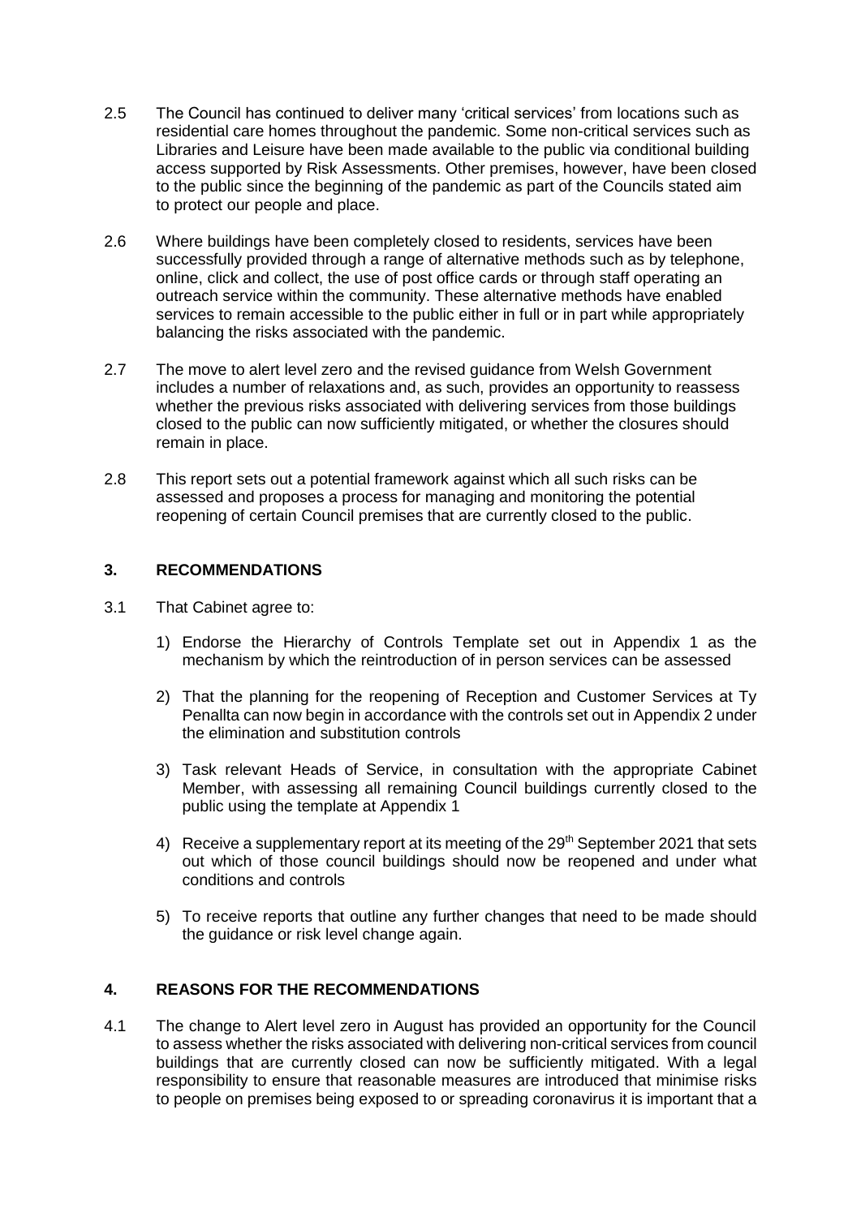2.5 The Council has continued to deliver many 'critical services' from locations such as residential care homes throughout the pandemic. Some non-critical services such as Libraries and Leisure have been made available to the public via conditional building access supported by Risk Assessments. Other premises, however, have been closed to the public since the beginning of the pandemic as part of the Councils stated aim to protect our people and place.

2.6 Where buildings have been completely closed to residents, services have been successfully provided through a range of alternative methods such as by telephone, online, click and collect, the use of post office cards or through staff operating an outreach service within the community. These alternative methods have enabled services to remain accessible to the public either in full or in part while appropriately balancing the risks associated with the pandemic.

2.7 The move to alert level zero and the revised guidance from Welsh Government includes a number of relaxations and, as such, provides an opportunity to reassess whether the previous risks associated with delivering services from those buildings closed to the public can now sufficiently mitigated, or whether the closures should remain in place.

2.8 This report sets out a potential framework against which all such risks can be assessed and proposes a process for managing and monitoring the potential reopening of certain Council premises that are currently closed to the public.

## 3. RECOMMENDATIONS

3.1 That Cabinet agree to:

1) Endorse the Hierarchy of Controls Template set out in Appendix 1 as the mechanism by which the reintroduction of in person services can be assessed

2) That the planning for the reopening of Reception and Customer Services at Ty Penallta can now begin in accordance with the controls set out in Appendix 2 under the elimination and substitution controls

3) Task relevant Heads of Service, in consultation with the appropriate Cabinet Member, with assessing all remaining Council buildings currently closed to the public using the template at Appendix 1

4) Receive a supplementary report at its meeting of the 29th September 2021 that sets out which of those council buildings should now be reopened and under what conditions and controls

5) To receive reports that outline any further changes that need to be made should the guidance or risk level change again.

## 4. REASONS FOR THE RECOMMENDATIONS

4.1 The change to Alert level zero in August has provided an opportunity for the Council to assess whether the risks associated with delivering non-critical services from council buildings that are currently closed can now be sufficiently mitigated. With a legal responsibility to ensure that reasonable measures are introduced that minimise risks to people on premises being exposed to or spreading coronavirus it is important that a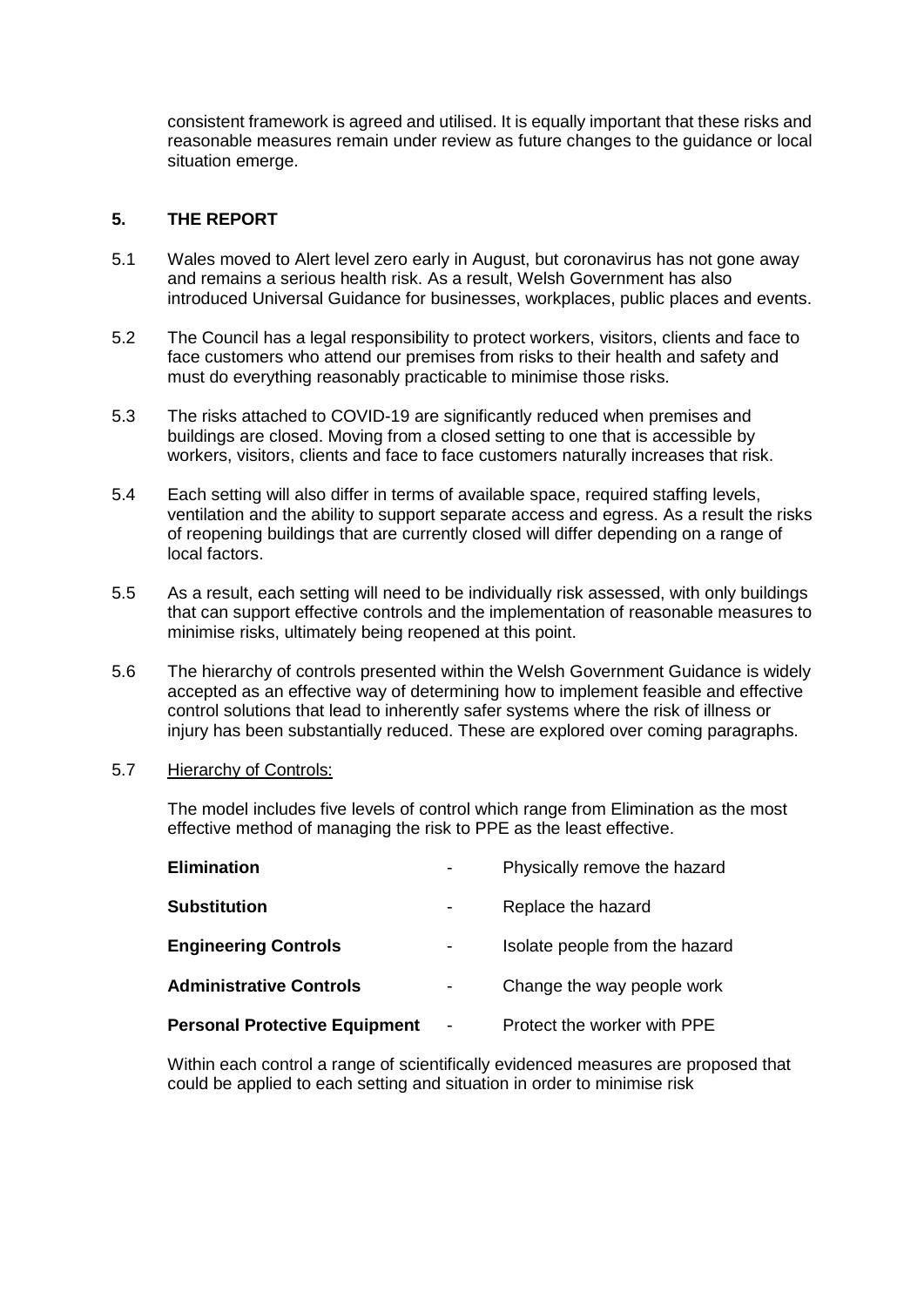consistent framework is agreed and utilised. It is equally important that these risks and reasonable measures remain under review as future changes to the guidance or local situation emerge.

## 5. THE REPORT

5.1 Wales moved to Alert level zero early in August, but coronavirus has not gone away and remains a serious health risk. As a result, Welsh Government has also introduced Universal Guidance for businesses, workplaces, public places and events.

5.2 The Council has a legal responsibility to protect workers, visitors, clients and face to face customers who attend our premises from risks to their health and safety and must do everything reasonably practicable to minimise those risks.

5.3 The risks attached to COVID-19 are significantly reduced when premises and buildings are closed. Moving from a closed setting to one that is accessible by workers, visitors, clients and face to face customers naturally increases that risk.

5.4 Each setting will also differ in terms of available space, required staffing levels, ventilation and the ability to support separate access and egress. As a result the risks of reopening buildings that are currently closed will differ depending on a range of local factors.

5.5 As a result, each setting will need to be individually risk assessed, with only buildings that can support effective controls and the implementation of reasonable measures to minimise risks, ultimately being reopened at this point.

5.6 The hierarchy of controls presented within the Welsh Government Guidance is widely accepted as an effective way of determining how to implement feasible and effective control solutions that lead to inherently safer systems where the risk of illness or injury has been substantially reduced. These are explored over coming paragraphs.

5.7 Hierarchy of Controls:

The model includes five levels of control which range from Elimination as the most effective method of managing the risk to PPE as the least effective.

| | | |
|---|---|---|
| **Elimination** | - | Physically remove the hazard |
| **Substitution** | - | Replace the hazard |
| **Engineering Controls** | - | Isolate people from the hazard |
| **Administrative Controls** | - | Change the way people work |
| **Personal Protective Equipment** | - | Protect the worker with PPE |

Within each control a range of scientifically evidenced measures are proposed that could be applied to each setting and situation in order to minimise risk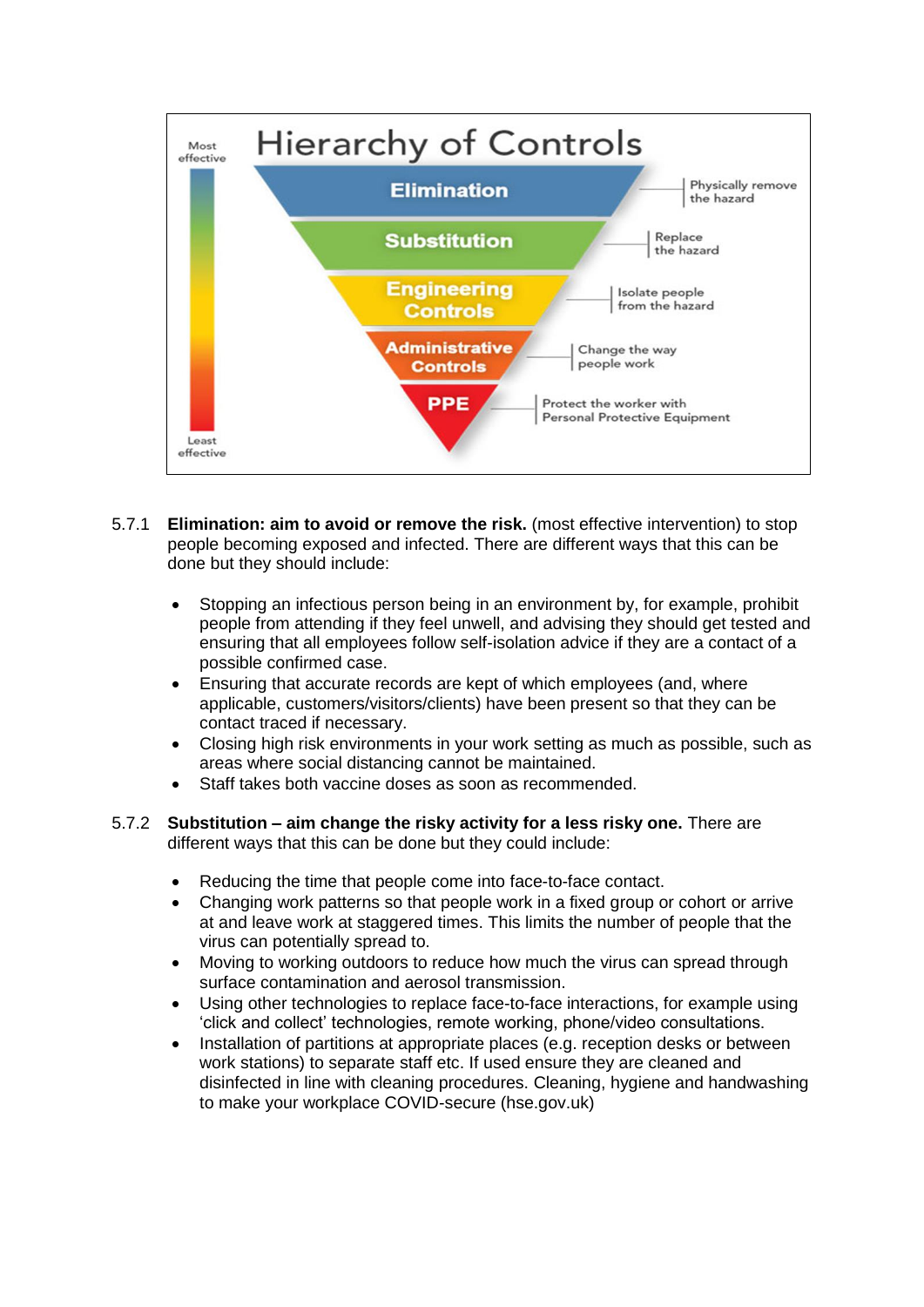**Hierarchy of Controls**

Most effective

- **Elimination** – Physically remove the hazard
- **Substitution** – Replace the hazard
- **Engineering Controls** – Isolate people from the hazard
- **Administrative Controls** – Change the way people work
- **PPE** – Protect the worker with Personal Protective Equipment

Least effective

5.7.1 **Elimination: aim to avoid or remove the risk.** (most effective intervention) to stop people becoming exposed and infected. There are different ways that this can be done but they should include:

- Stopping an infectious person being in an environment by, for example, prohibit people from attending if they feel unwell, and advising they should get tested and ensuring that all employees follow self-isolation advice if they are a contact of a possible confirmed case.
- Ensuring that accurate records are kept of which employees (and, where applicable, customers/visitors/clients) have been present so that they can be contact traced if necessary.
- Closing high risk environments in your work setting as much as possible, such as areas where social distancing cannot be maintained.
- Staff takes both vaccine doses as soon as recommended.

5.7.2 **Substitution – aim change the risky activity for a less risky one.** There are different ways that this can be done but they could include:

- Reducing the time that people come into face-to-face contact.
- Changing work patterns so that people work in a fixed group or cohort or arrive at and leave work at staggered times. This limits the number of people that the virus can potentially spread to.
- Moving to working outdoors to reduce how much the virus can spread through surface contamination and aerosol transmission.
- Using other technologies to replace face-to-face interactions, for example using 'click and collect' technologies, remote working, phone/video consultations.
- Installation of partitions at appropriate places (e.g. reception desks or between work stations) to separate staff etc. If used ensure they are cleaned and disinfected in line with cleaning procedures. Cleaning, hygiene and handwashing to make your workplace COVID-secure (hse.gov.uk)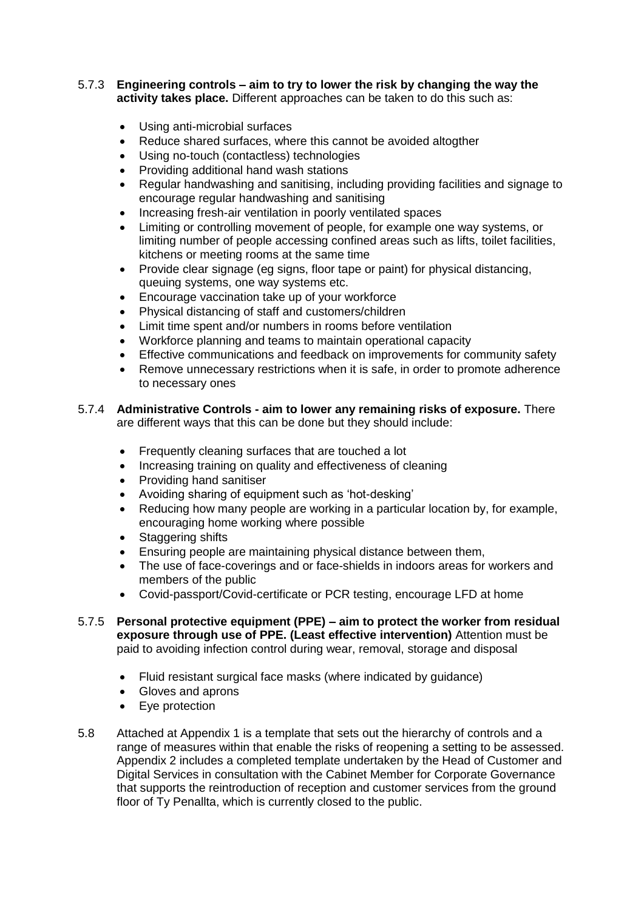5.7.3 **Engineering controls – aim to try to lower the risk by changing the way the activity takes place.** Different approaches can be taken to do this such as:

- Using anti-microbial surfaces
- Reduce shared surfaces, where this cannot be avoided altogther
- Using no-touch (contactless) technologies
- Providing additional hand wash stations
- Regular handwashing and sanitising, including providing facilities and signage to encourage regular handwashing and sanitising
- Increasing fresh-air ventilation in poorly ventilated spaces
- Limiting or controlling movement of people, for example one way systems, or limiting number of people accessing confined areas such as lifts, toilet facilities, kitchens or meeting rooms at the same time
- Provide clear signage (eg signs, floor tape or paint) for physical distancing, queuing systems, one way systems etc.
- Encourage vaccination take up of your workforce
- Physical distancing of staff and customers/children
- Limit time spent and/or numbers in rooms before ventilation
- Workforce planning and teams to maintain operational capacity
- Effective communications and feedback on improvements for community safety
- Remove unnecessary restrictions when it is safe, in order to promote adherence to necessary ones

5.7.4 **Administrative Controls - aim to lower any remaining risks of exposure.** There are different ways that this can be done but they should include:

- Frequently cleaning surfaces that are touched a lot
- Increasing training on quality and effectiveness of cleaning
- Providing hand sanitiser
- Avoiding sharing of equipment such as 'hot-desking'
- Reducing how many people are working in a particular location by, for example, encouraging home working where possible
- Staggering shifts
- Ensuring people are maintaining physical distance between them,
- The use of face-coverings and or face-shields in indoors areas for workers and members of the public
- Covid-passport/Covid-certificate or PCR testing, encourage LFD at home

5.7.5 **Personal protective equipment (PPE) – aim to protect the worker from residual exposure through use of PPE. (Least effective intervention)** Attention must be paid to avoiding infection control during wear, removal, storage and disposal

- Fluid resistant surgical face masks (where indicated by guidance)
- Gloves and aprons
- Eye protection

5.8 Attached at Appendix 1 is a template that sets out the hierarchy of controls and a range of measures within that enable the risks of reopening a setting to be assessed. Appendix 2 includes a completed template undertaken by the Head of Customer and Digital Services in consultation with the Cabinet Member for Corporate Governance that supports the reintroduction of reception and customer services from the ground floor of Ty Penallta, which is currently closed to the public.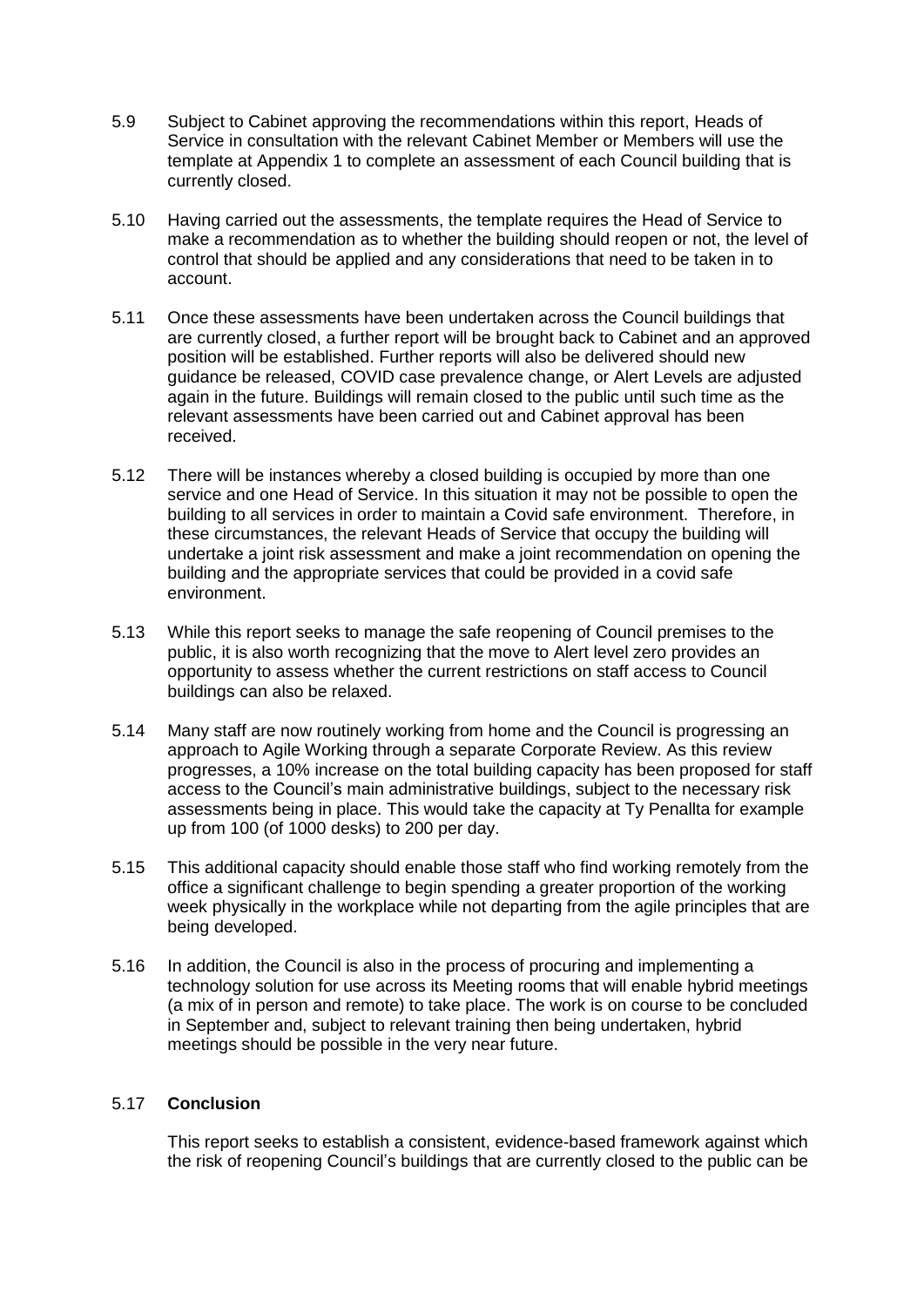5.9 Subject to Cabinet approving the recommendations within this report, Heads of Service in consultation with the relevant Cabinet Member or Members will use the template at Appendix 1 to complete an assessment of each Council building that is currently closed.

5.10 Having carried out the assessments, the template requires the Head of Service to make a recommendation as to whether the building should reopen or not, the level of control that should be applied and any considerations that need to be taken in to account.

5.11 Once these assessments have been undertaken across the Council buildings that are currently closed, a further report will be brought back to Cabinet and an approved position will be established. Further reports will also be delivered should new guidance be released, COVID case prevalence change, or Alert Levels are adjusted again in the future. Buildings will remain closed to the public until such time as the relevant assessments have been carried out and Cabinet approval has been received.

5.12 There will be instances whereby a closed building is occupied by more than one service and one Head of Service. In this situation it may not be possible to open the building to all services in order to maintain a Covid safe environment. Therefore, in these circumstances, the relevant Heads of Service that occupy the building will undertake a joint risk assessment and make a joint recommendation on opening the building and the appropriate services that could be provided in a covid safe environment.

5.13 While this report seeks to manage the safe reopening of Council premises to the public, it is also worth recognizing that the move to Alert level zero provides an opportunity to assess whether the current restrictions on staff access to Council buildings can also be relaxed.

5.14 Many staff are now routinely working from home and the Council is progressing an approach to Agile Working through a separate Corporate Review. As this review progresses, a 10% increase on the total building capacity has been proposed for staff access to the Council's main administrative buildings, subject to the necessary risk assessments being in place. This would take the capacity at Ty Penallta for example up from 100 (of 1000 desks) to 200 per day.

5.15 This additional capacity should enable those staff who find working remotely from the office a significant challenge to begin spending a greater proportion of the working week physically in the workplace while not departing from the agile principles that are being developed.

5.16 In addition, the Council is also in the process of procuring and implementing a technology solution for use across its Meeting rooms that will enable hybrid meetings (a mix of in person and remote) to take place. The work is on course to be concluded in September and, subject to relevant training then being undertaken, hybrid meetings should be possible in the very near future.

5.17 **Conclusion**

This report seeks to establish a consistent, evidence-based framework against which the risk of reopening Council's buildings that are currently closed to the public can be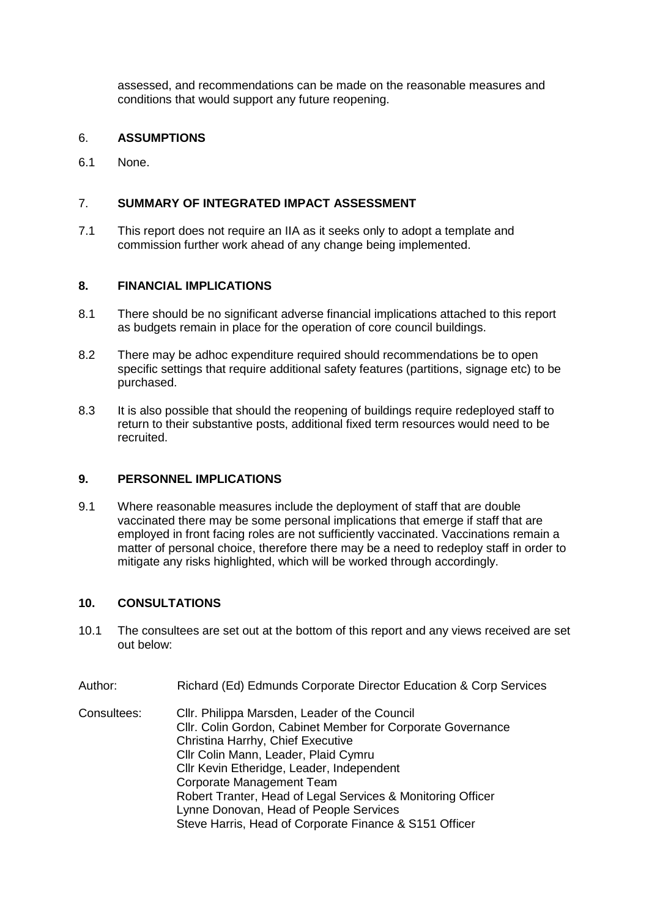assessed, and recommendations can be made on the reasonable measures and conditions that would support any future reopening.

## 6. ASSUMPTIONS

6.1 None.

## 7. SUMMARY OF INTEGRATED IMPACT ASSESSMENT

7.1 This report does not require an IIA as it seeks only to adopt a template and commission further work ahead of any change being implemented.

## 8. FINANCIAL IMPLICATIONS

8.1 There should be no significant adverse financial implications attached to this report as budgets remain in place for the operation of core council buildings.

8.2 There may be adhoc expenditure required should recommendations be to open specific settings that require additional safety features (partitions, signage etc) to be purchased.

8.3 It is also possible that should the reopening of buildings require redeployed staff to return to their substantive posts, additional fixed term resources would need to be recruited.

## 9. PERSONNEL IMPLICATIONS

9.1 Where reasonable measures include the deployment of staff that are double vaccinated there may be some personal implications that emerge if staff that are employed in front facing roles are not sufficiently vaccinated. Vaccinations remain a matter of personal choice, therefore there may be a need to redeploy staff in order to mitigate any risks highlighted, which will be worked through accordingly.

## 10. CONSULTATIONS

10.1 The consultees are set out at the bottom of this report and any views received are set out below:

Author: Richard (Ed) Edmunds Corporate Director Education & Corp Services

Consultees: Cllr. Philippa Marsden, Leader of the Council
Cllr. Colin Gordon, Cabinet Member for Corporate Governance
Christina Harrhy, Chief Executive
Cllr Colin Mann, Leader, Plaid Cymru
Cllr Kevin Etheridge, Leader, Independent
Corporate Management Team
Robert Tranter, Head of Legal Services & Monitoring Officer
Lynne Donovan, Head of People Services
Steve Harris, Head of Corporate Finance & S151 Officer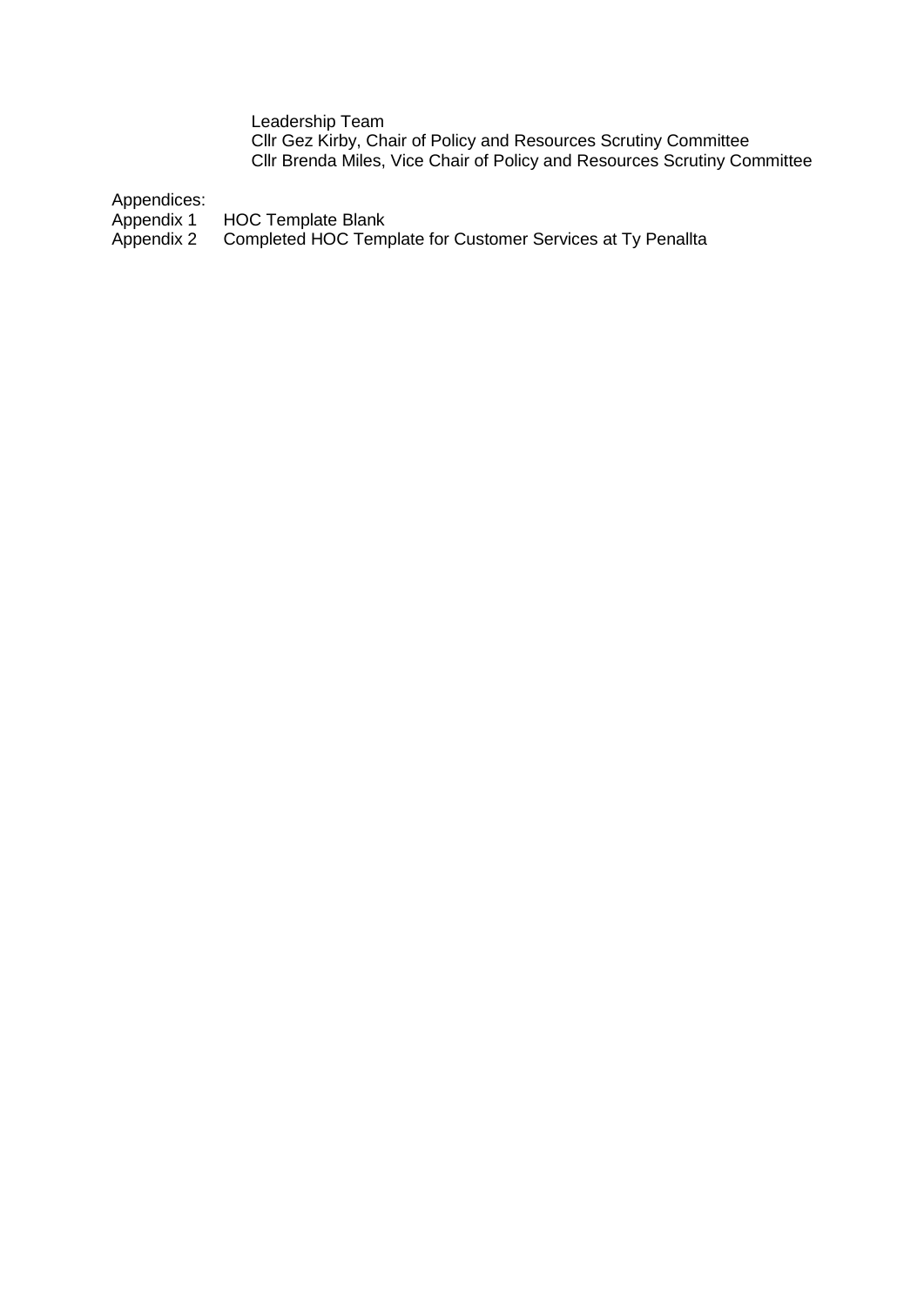Leadership Team
Cllr Gez Kirby, Chair of Policy and Resources Scrutiny Committee
Cllr Brenda Miles, Vice Chair of Policy and Resources Scrutiny Committee

Appendices:
Appendix 1 HOC Template Blank
Appendix 2 Completed HOC Template for Customer Services at Ty Penallta